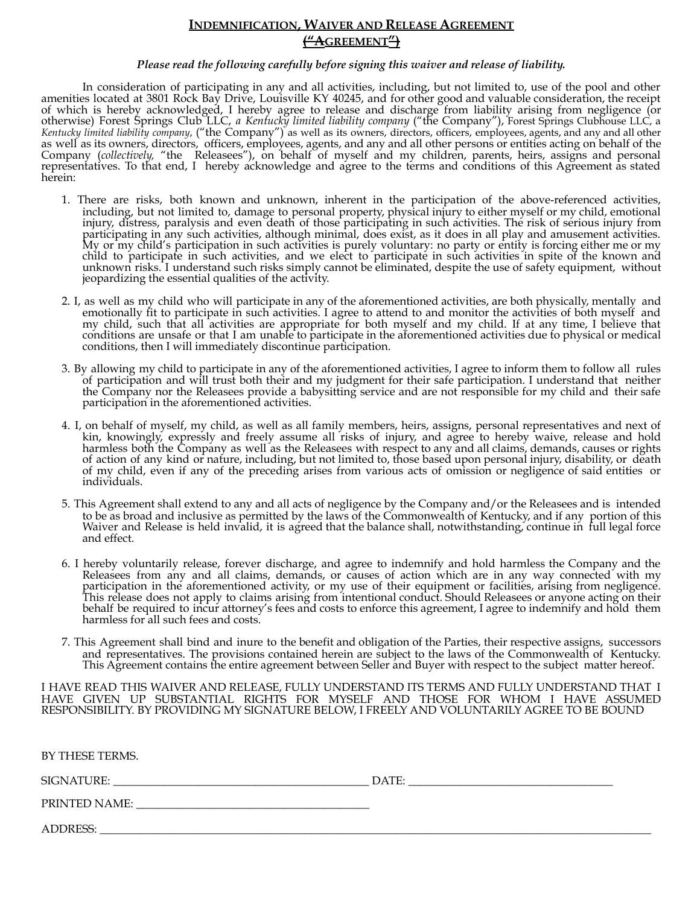# INDEMNIFICATION, WAIVER AND RELEASE AGREEMENT ("AGREEMENT")

***Please read the following carefully before signing this waiver and release of liability.***

In consideration of participating in any and all activities, including, but not limited to, use of the pool and other amenities located at 3801 Rock Bay Drive, Louisville KY 40245, and for other good and valuable consideration, the receipt of which is hereby acknowledged, I hereby agree to release and discharge from liability arising from negligence (or otherwise) Forest Springs Club LLC, *a Kentucky limited liability company* ("the Company"), Forest Springs Clubhouse LLC, a *Kentucky limited liability company*, ("the Company") as well as its owners, directors, officers, employees, agents, and any and all other as well as its owners, directors, officers, employees, agents, and any and all other persons or entities acting on behalf of the Company (*collectively*, "the Releasees"), on behalf of myself and my children, parents, heirs, assigns and personal representatives. To that end, I hereby acknowledge and agree to the terms and conditions of this Agreement as stated herein:

1. There are risks, both known and unknown, inherent in the participation of the above-referenced activities, including, but not limited to, damage to personal property, physical injury to either myself or my child, emotional injury, distress, paralysis and even death of those participating in such activities. The risk of serious injury from participating in any such activities, although minimal, does exist, as it does in all play and amusement activities. My or my child's participation in such activities is purely voluntary: no party or entity is forcing either me or my child to participate in such activities, and we elect to participate in such activities in spite of the known and unknown risks. I understand such risks simply cannot be eliminated, despite the use of safety equipment, without jeopardizing the essential qualities of the activity.

2. I, as well as my child who will participate in any of the aforementioned activities, are both physically, mentally and emotionally fit to participate in such activities. I agree to attend to and monitor the activities of both myself and my child, such that all activities are appropriate for both myself and my child. If at any time, I believe that conditions are unsafe or that I am unable to participate in the aforementioned activities due to physical or medical conditions, then I will immediately discontinue participation.

3. By allowing my child to participate in any of the aforementioned activities, I agree to inform them to follow all rules of participation and will trust both their and my judgment for their safe participation. I understand that neither the Company nor the Releasees provide a babysitting service and are not responsible for my child and their safe participation in the aforementioned activities.

4. I, on behalf of myself, my child, as well as all family members, heirs, assigns, personal representatives and next of kin, knowingly, expressly and freely assume all risks of injury, and agree to hereby waive, release and hold harmless both the Company as well as the Releasees with respect to any and all claims, demands, causes or rights of action of any kind or nature, including, but not limited to, those based upon personal injury, disability, or death of my child, even if any of the preceding arises from various acts of omission or negligence of said entities or individuals.

5. This Agreement shall extend to any and all acts of negligence by the Company and/or the Releasees and is intended to be as broad and inclusive as permitted by the laws of the Commonwealth of Kentucky, and if any portion of this Waiver and Release is held invalid, it is agreed that the balance shall, notwithstanding, continue in full legal force and effect.

6. I hereby voluntarily release, forever discharge, and agree to indemnify and hold harmless the Company and the Releasees from any and all claims, demands, or causes of action which are in any way connected with my participation in the aforementioned activity, or my use of their equipment or facilities, arising from negligence. This release does not apply to claims arising from intentional conduct. Should Releasees or anyone acting on their behalf be required to incur attorney's fees and costs to enforce this agreement, I agree to indemnify and hold them harmless for all such fees and costs.

7. This Agreement shall bind and inure to the benefit and obligation of the Parties, their respective assigns, successors and representatives. The provisions contained herein are subject to the laws of the Commonwealth of Kentucky. This Agreement contains the entire agreement between Seller and Buyer with respect to the subject matter hereof.

I HAVE READ THIS WAIVER AND RELEASE, FULLY UNDERSTAND ITS TERMS AND FULLY UNDERSTAND THAT I HAVE GIVEN UP SUBSTANTIAL RIGHTS FOR MYSELF AND THOSE FOR WHOM I HAVE ASSUMED RESPONSIBILITY. BY PROVIDING MY SIGNATURE BELOW, I FREELY AND VOLUNTARILY AGREE TO BE BOUND

BY THESE TERMS.

SIGNATURE: ____________________________________________ DATE: ___________________________________

PRINTED NAME: _________________________________________

ADDRESS: _______________________________________________________________________________________________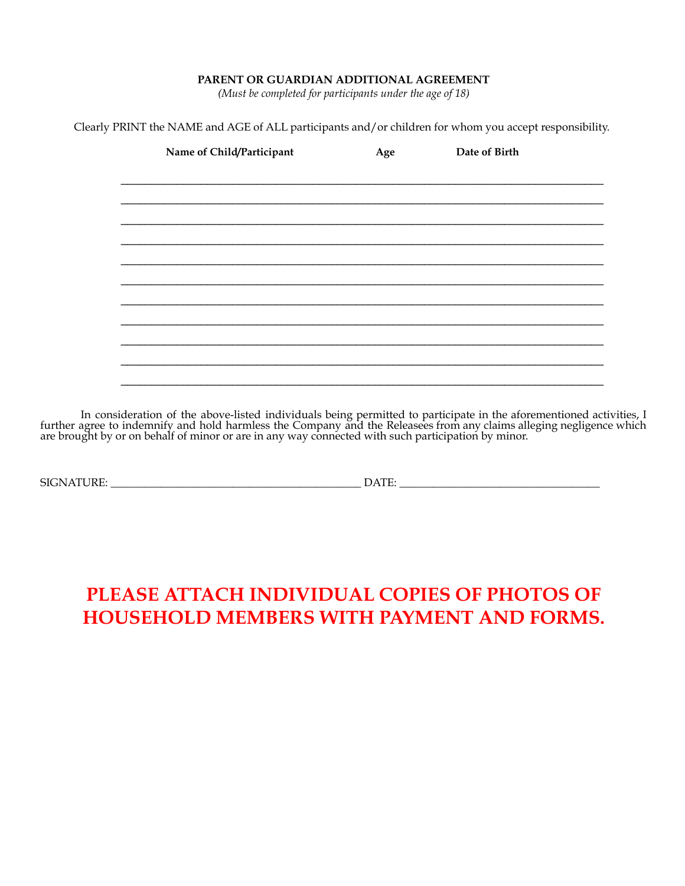**PARENT OR GUARDIAN ADDITIONAL AGREEMENT**

*(Must be completed for participants under the age of 18)*

Clearly PRINT the NAME and AGE of ALL participants and/or children for whom you accept responsibility.

| Name of Child/Participant | Age | Date of Birth |
|---|---|---|
| | | |
| | | |
| | | |
| | | |
| | | |
| | | |
| | | |
| | | |
| | | |
| | | |
| | | |

In consideration of the above-listed individuals being permitted to participate in the aforementioned activities, I further agree to indemnify and hold harmless the Company and the Releasees from any claims alleging negligence which are brought by or on behalf of minor or are in any way connected with such participation by minor.

SIGNATURE: ___________________________________________ DATE: ___________________________________

**PLEASE ATTACH INDIVIDUAL COPIES OF PHOTOS OF HOUSEHOLD MEMBERS WITH PAYMENT AND FORMS.**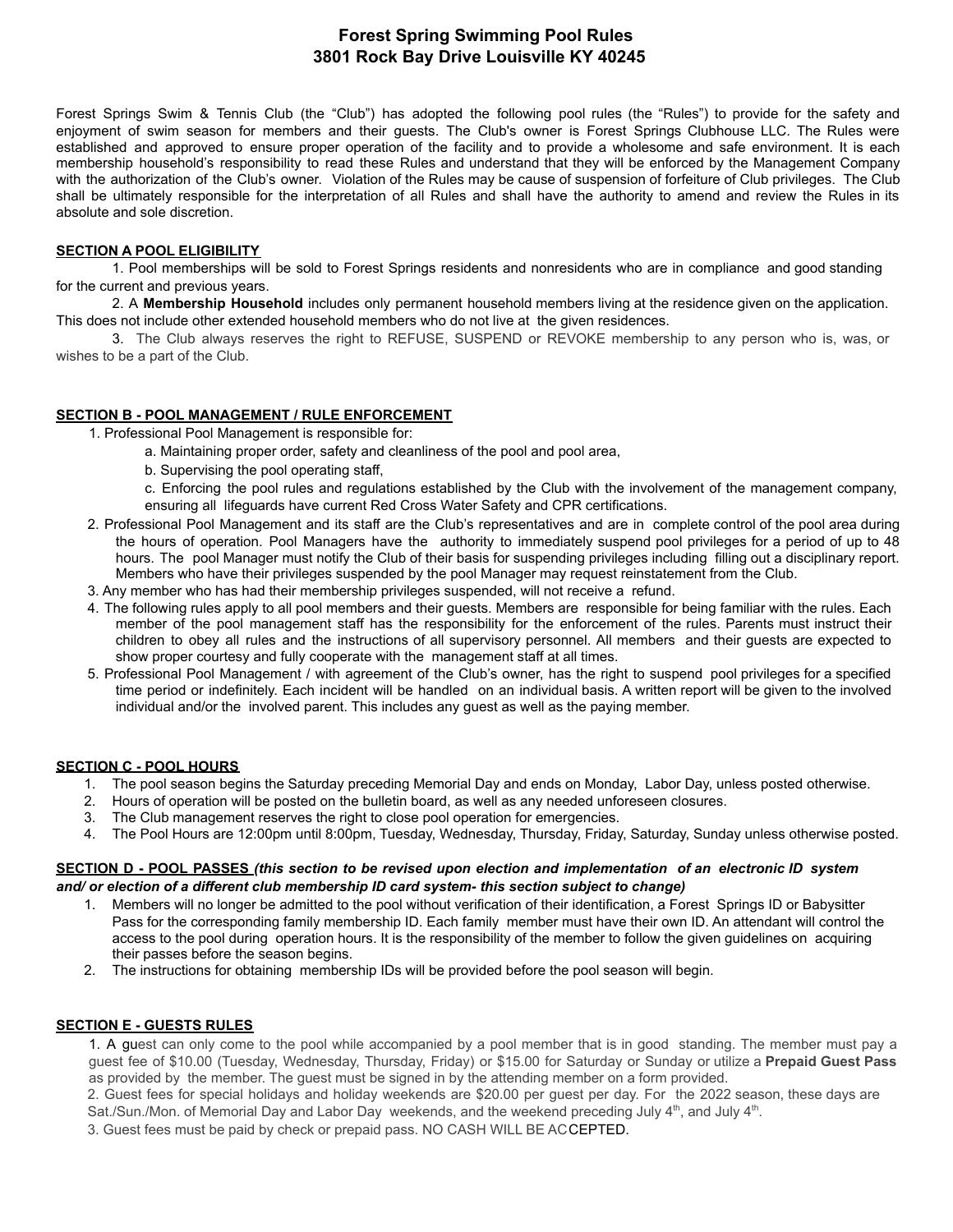# Forest Spring Swimming Pool Rules
# 3801 Rock Bay Drive Louisville KY 40245

Forest Springs Swim & Tennis Club (the "Club") has adopted the following pool rules (the "Rules") to provide for the safety and enjoyment of swim season for members and their guests. The Club's owner is Forest Springs Clubhouse LLC. The Rules were established and approved to ensure proper operation of the facility and to provide a wholesome and safe environment. It is each membership household's responsibility to read these Rules and understand that they will be enforced by the Management Company with the authorization of the Club's owner. Violation of the Rules may be cause of suspension of forfeiture of Club privileges. The Club shall be ultimately responsible for the interpretation of all Rules and shall have the authority to amend and review the Rules in its absolute and sole discretion.

## SECTION A POOL ELIGIBILITY

1. Pool memberships will be sold to Forest Springs residents and nonresidents who are in compliance and good standing for the current and previous years.
2. A **Membership Household** includes only permanent household members living at the residence given on the application. This does not include other extended household members who do not live at the given residences.
3. The Club always reserves the right to REFUSE, SUSPEND or REVOKE membership to any person who is, was, or wishes to be a part of the Club.

## SECTION B - POOL MANAGEMENT / RULE ENFORCEMENT

1. Professional Pool Management is responsible for:
   a. Maintaining proper order, safety and cleanliness of the pool and pool area,
   b. Supervising the pool operating staff,
   c. Enforcing the pool rules and regulations established by the Club with the involvement of the management company, ensuring all lifeguards have current Red Cross Water Safety and CPR certifications.
2. Professional Pool Management and its staff are the Club's representatives and are in complete control of the pool area during the hours of operation. Pool Managers have the authority to immediately suspend pool privileges for a period of up to 48 hours. The pool Manager must notify the Club of their basis for suspending privileges including filling out a disciplinary report. Members who have their privileges suspended by the pool Manager may request reinstatement from the Club.
3. Any member who has had their membership privileges suspended, will not receive a refund.
4. The following rules apply to all pool members and their guests. Members are responsible for being familiar with the rules. Each member of the pool management staff has the responsibility for the enforcement of the rules. Parents must instruct their children to obey all rules and the instructions of all supervisory personnel. All members and their guests are expected to show proper courtesy and fully cooperate with the management staff at all times.
5. Professional Pool Management / with agreement of the Club's owner, has the right to suspend pool privileges for a specified time period or indefinitely. Each incident will be handled on an individual basis. A written report will be given to the involved individual and/or the involved parent. This includes any guest as well as the paying member.

## SECTION C - POOL HOURS

1. The pool season begins the Saturday preceding Memorial Day and ends on Monday, Labor Day, unless posted otherwise.
2. Hours of operation will be posted on the bulletin board, as well as any needed unforeseen closures.
3. The Club management reserves the right to close pool operation for emergencies.
4. The Pool Hours are 12:00pm until 8:00pm, Tuesday, Wednesday, Thursday, Friday, Saturday, Sunday unless otherwise posted.

## SECTION D - POOL PASSES *(this section to be revised upon election and implementation of an electronic ID system and/ or election of a different club membership ID card system- this section subject to change)*

1. Members will no longer be admitted to the pool without verification of their identification, a Forest Springs ID or Babysitter Pass for the corresponding family membership ID. Each family member must have their own ID. An attendant will control the access to the pool during operation hours. It is the responsibility of the member to follow the given guidelines on acquiring their passes before the season begins.
2. The instructions for obtaining membership IDs will be provided before the pool season will begin.

## SECTION E - GUESTS RULES

1. A guest can only come to the pool while accompanied by a pool member that is in good standing. The member must pay a guest fee of $10.00 (Tuesday, Wednesday, Thursday, Friday) or $15.00 for Saturday or Sunday or utilize a **Prepaid Guest Pass** as provided by the member. The guest must be signed in by the attending member on a form provided.
2. Guest fees for special holidays and holiday weekends are $20.00 per guest per day. For the 2022 season, these days are Sat./Sun./Mon. of Memorial Day and Labor Day weekends, and the weekend preceding July 4th, and July 4th.
3. Guest fees must be paid by check or prepaid pass. NO CASH WILL BE ACCEPTED.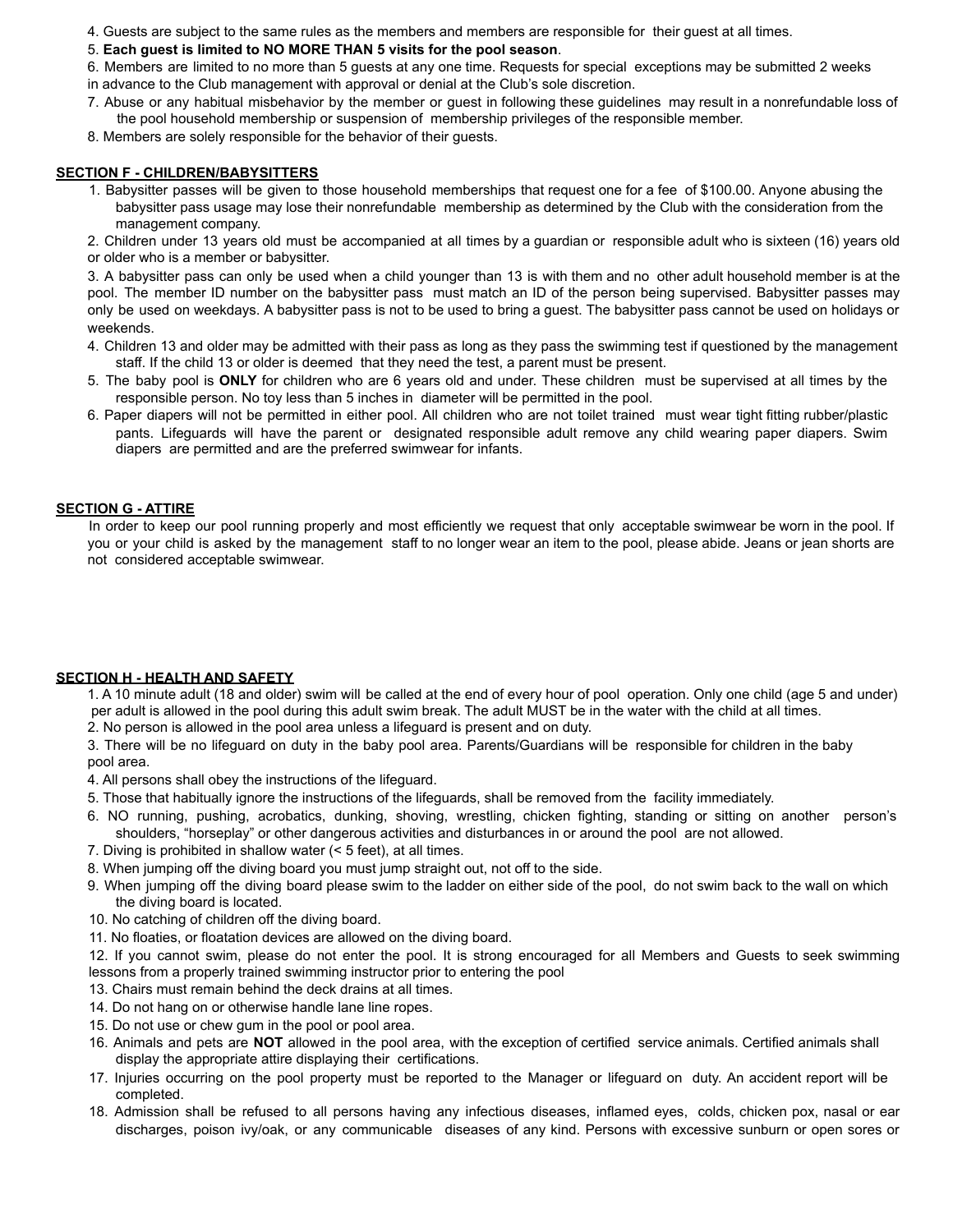4. Guests are subject to the same rules as the members and members are responsible for their guest at all times.
5. **Each guest is limited to NO MORE THAN 5 visits for the pool season**.
6. Members are limited to no more than 5 guests at any one time. Requests for special exceptions may be submitted 2 weeks in advance to the Club management with approval or denial at the Club's sole discretion.
7. Abuse or any habitual misbehavior by the member or guest in following these guidelines may result in a nonrefundable loss of the pool household membership or suspension of membership privileges of the responsible member.
8. Members are solely responsible for the behavior of their guests.

## SECTION F - CHILDREN/BABYSITTERS

1. Babysitter passes will be given to those household memberships that request one for a fee of $100.00. Anyone abusing the babysitter pass usage may lose their nonrefundable membership as determined by the Club with the consideration from the management company.
2. Children under 13 years old must be accompanied at all times by a guardian or responsible adult who is sixteen (16) years old or older who is a member or babysitter.
3. A babysitter pass can only be used when a child younger than 13 is with them and no other adult household member is at the pool. The member ID number on the babysitter pass must match an ID of the person being supervised. Babysitter passes may only be used on weekdays. A babysitter pass is not to be used to bring a guest. The babysitter pass cannot be used on holidays or weekends.
4. Children 13 and older may be admitted with their pass as long as they pass the swimming test if questioned by the management staff. If the child 13 or older is deemed that they need the test, a parent must be present.
5. The baby pool is **ONLY** for children who are 6 years old and under. These children must be supervised at all times by the responsible person. No toy less than 5 inches in diameter will be permitted in the pool.
6. Paper diapers will not be permitted in either pool. All children who are not toilet trained must wear tight fitting rubber/plastic pants. Lifeguards will have the parent or designated responsible adult remove any child wearing paper diapers. Swim diapers are permitted and are the preferred swimwear for infants.

## SECTION G - ATTIRE

In order to keep our pool running properly and most efficiently we request that only acceptable swimwear be worn in the pool. If you or your child is asked by the management staff to no longer wear an item to the pool, please abide. Jeans or jean shorts are not considered acceptable swimwear.

## SECTION H - HEALTH AND SAFETY

1. A 10 minute adult (18 and older) swim will be called at the end of every hour of pool operation. Only one child (age 5 and under) per adult is allowed in the pool during this adult swim break. The adult MUST be in the water with the child at all times.
2. No person is allowed in the pool area unless a lifeguard is present and on duty.
3. There will be no lifeguard on duty in the baby pool area. Parents/Guardians will be responsible for children in the baby pool area.
4. All persons shall obey the instructions of the lifeguard.
5. Those that habitually ignore the instructions of the lifeguards, shall be removed from the facility immediately.
6. NO running, pushing, acrobatics, dunking, shoving, wrestling, chicken fighting, standing or sitting on another person's shoulders, "horseplay" or other dangerous activities and disturbances in or around the pool are not allowed.
7. Diving is prohibited in shallow water (< 5 feet), at all times.
8. When jumping off the diving board you must jump straight out, not off to the side.
9. When jumping off the diving board please swim to the ladder on either side of the pool, do not swim back to the wall on which the diving board is located.
10. No catching of children off the diving board.
11. No floaties, or floatation devices are allowed on the diving board.
12. If you cannot swim, please do not enter the pool. It is strong encouraged for all Members and Guests to seek swimming lessons from a properly trained swimming instructor prior to entering the pool
13. Chairs must remain behind the deck drains at all times.
14. Do not hang on or otherwise handle lane line ropes.
15. Do not use or chew gum in the pool or pool area.
16. Animals and pets are **NOT** allowed in the pool area, with the exception of certified service animals. Certified animals shall display the appropriate attire displaying their certifications.
17. Injuries occurring on the pool property must be reported to the Manager or lifeguard on duty. An accident report will be completed.
18. Admission shall be refused to all persons having any infectious diseases, inflamed eyes, colds, chicken pox, nasal or ear discharges, poison ivy/oak, or any communicable diseases of any kind. Persons with excessive sunburn or open sores or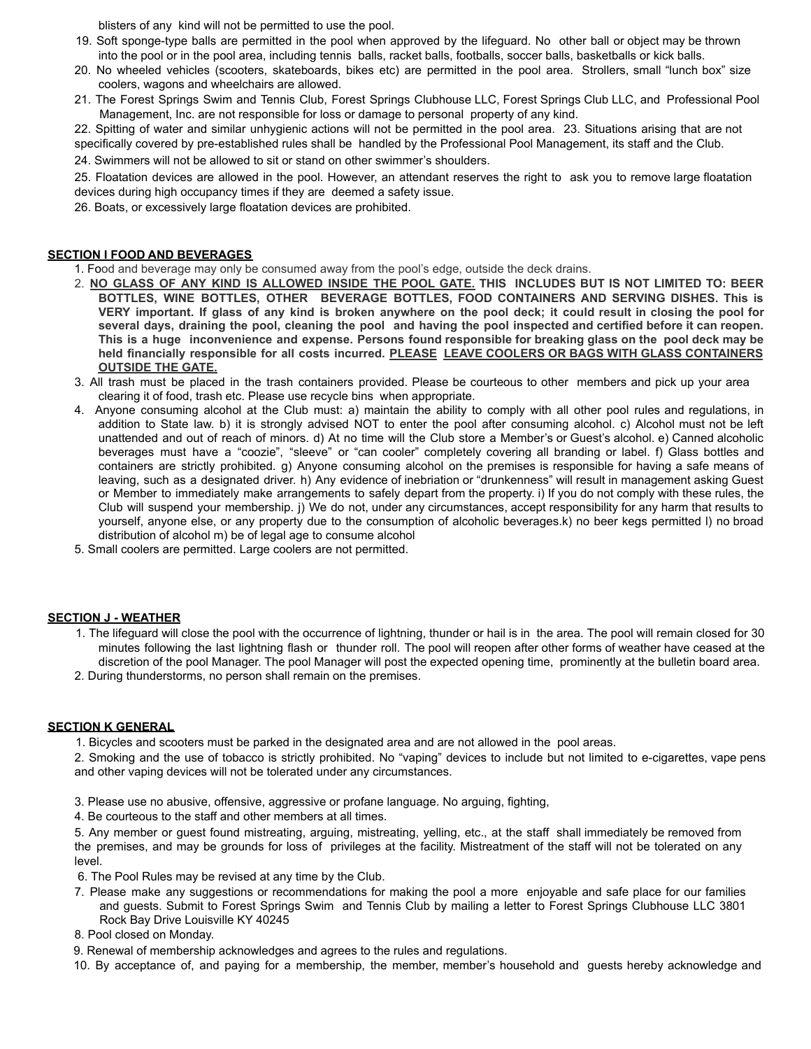blisters of any kind will not be permitted to use the pool.

19. Soft sponge-type balls are permitted in the pool when approved by the lifeguard. No other ball or object may be thrown into the pool or in the pool area, including tennis balls, racket balls, footballs, soccer balls, basketballs or kick balls.
20. No wheeled vehicles (scooters, skateboards, bikes etc) are permitted in the pool area. Strollers, small "lunch box" size coolers, wagons and wheelchairs are allowed.
21. The Forest Springs Swim and Tennis Club, Forest Springs Clubhouse LLC, Forest Springs Club LLC, and Professional Pool Management, Inc. are not responsible for loss or damage to personal property of any kind.

22. Spitting of water and similar unhygienic actions will not be permitted in the pool area. 23. Situations arising that are not specifically covered by pre-established rules shall be handled by the Professional Pool Management, its staff and the Club.

24. Swimmers will not be allowed to sit or stand on other swimmer's shoulders.

25. Floatation devices are allowed in the pool. However, an attendant reserves the right to ask you to remove large floatation devices during high occupancy times if they are deemed a safety issue.

26. Boats, or excessively large floatation devices are prohibited.

## SECTION I FOOD AND BEVERAGES

1. Food and beverage may only be consumed away from the pool's edge, outside the deck drains.
2. **NO GLASS OF ANY KIND IS ALLOWED INSIDE THE POOL GATE. THIS INCLUDES BUT IS NOT LIMITED TO: BEER BOTTLES, WINE BOTTLES, OTHER BEVERAGE BOTTLES, FOOD CONTAINERS AND SERVING DISHES. This is VERY important. If glass of any kind is broken anywhere on the pool deck; it could result in closing the pool for several days, draining the pool, cleaning the pool and having the pool inspected and certified before it can reopen. This is a huge inconvenience and expense. Persons found responsible for breaking glass on the pool deck may be held financially responsible for all costs incurred. PLEASE LEAVE COOLERS OR BAGS WITH GLASS CONTAINERS OUTSIDE THE GATE.**
3. All trash must be placed in the trash containers provided. Please be courteous to other members and pick up your area clearing it of food, trash etc. Please use recycle bins when appropriate.
4. Anyone consuming alcohol at the Club must: a) maintain the ability to comply with all other pool rules and regulations, in addition to State law. b) it is strongly advised NOT to enter the pool after consuming alcohol. c) Alcohol must not be left unattended and out of reach of minors. d) At no time will the Club store a Member's or Guest's alcohol. e) Canned alcoholic beverages must have a "coozie", "sleeve" or "can cooler" completely covering all branding or label. f) Glass bottles and containers are strictly prohibited. g) Anyone consuming alcohol on the premises is responsible for having a safe means of leaving, such as a designated driver. h) Any evidence of inebriation or "drunkenness" will result in management asking Guest or Member to immediately make arrangements to safely depart from the property. i) If you do not comply with these rules, the Club will suspend your membership. j) We do not, under any circumstances, accept responsibility for any harm that results to yourself, anyone else, or any property due to the consumption of alcoholic beverages.k) no beer kegs permitted l) no broad distribution of alcohol m) be of legal age to consume alcohol
5. Small coolers are permitted. Large coolers are not permitted.

## SECTION J - WEATHER

1. The lifeguard will close the pool with the occurrence of lightning, thunder or hail is in the area. The pool will remain closed for 30 minutes following the last lightning flash or thunder roll. The pool will reopen after other forms of weather have ceased at the discretion of the pool Manager. The pool Manager will post the expected opening time, prominently at the bulletin board area.
2. During thunderstorms, no person shall remain on the premises.

## SECTION K GENERAL

1. Bicycles and scooters must be parked in the designated area and are not allowed in the pool areas.

2. Smoking and the use of tobacco is strictly prohibited. No "vaping" devices to include but not limited to e-cigarettes, vape pens and other vaping devices will not be tolerated under any circumstances.

3. Please use no abusive, offensive, aggressive or profane language. No arguing, fighting,

4. Be courteous to the staff and other members at all times.

5. Any member or guest found mistreating, arguing, mistreating, yelling, etc., at the staff shall immediately be removed from the premises, and may be grounds for loss of privileges at the facility. Mistreatment of the staff will not be tolerated on any level.

6. The Pool Rules may be revised at any time by the Club.

7. Please make any suggestions or recommendations for making the pool a more enjoyable and safe place for our families and guests. Submit to Forest Springs Swim and Tennis Club by mailing a letter to Forest Springs Clubhouse LLC 3801 Rock Bay Drive Louisville KY 40245

8. Pool closed on Monday.

9. Renewal of membership acknowledges and agrees to the rules and regulations.

10. By acceptance of, and paying for a membership, the member, member's household and guests hereby acknowledge and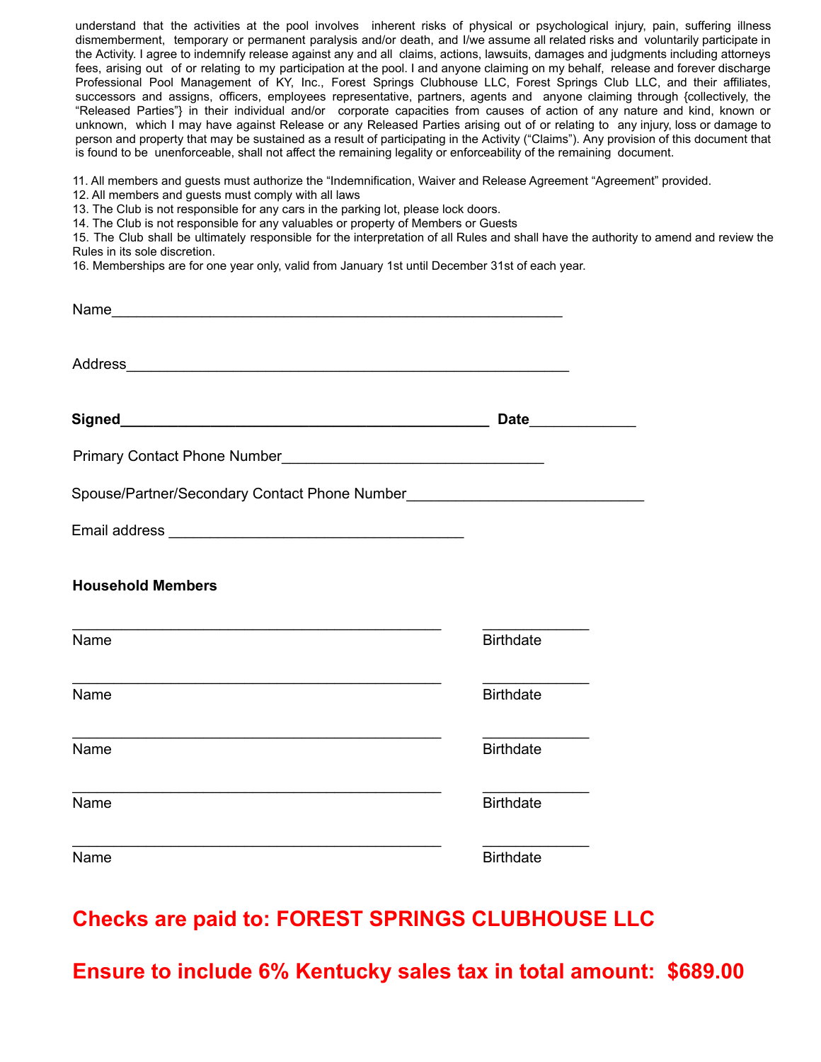understand that the activities at the pool involves inherent risks of physical or psychological injury, pain, suffering illness dismemberment, temporary or permanent paralysis and/or death, and I/we assume all related risks and voluntarily participate in the Activity. I agree to indemnify release against any and all claims, actions, lawsuits, damages and judgments including attorneys fees, arising out of or relating to my participation at the pool. I and anyone claiming on my behalf, release and forever discharge Professional Pool Management of KY, Inc., Forest Springs Clubhouse LLC, Forest Springs Club LLC, and their affiliates, successors and assigns, officers, employees representative, partners, agents and anyone claiming through {collectively, the "Released Parties"} in their individual and/or corporate capacities from causes of action of any nature and kind, known or unknown, which I may have against Release or any Released Parties arising out of or relating to any injury, loss or damage to person and property that may be sustained as a result of participating in the Activity ("Claims"). Any provision of this document that is found to be unenforceable, shall not affect the remaining legality or enforceability of the remaining document.

11. All members and guests must authorize the "Indemnification, Waiver and Release Agreement "Agreement" provided.
12. All members and guests must comply with all laws
13. The Club is not responsible for any cars in the parking lot, please lock doors.
14. The Club is not responsible for any valuables or property of Members or Guests
15. The Club shall be ultimately responsible for the interpretation of all Rules and shall have the authority to amend and review the Rules in its sole discretion.
16. Memberships are for one year only, valid from January 1st until December 31st of each year.

Name_______________________________________________________

Address_____________________________________________________

**Signed**_____________________________________________ **Date**____________

Primary Contact Phone Number________________________________

Spouse/Partner/Secondary Contact Phone Number____________________________

Email address ____________________________________

**Household Members**

| | |
|---|---|
| ____________________________________________ | ____________ |
| Name | Birthdate |
| ____________________________________________ | ____________ |
| Name | Birthdate |
| ____________________________________________ | ____________ |
| Name | Birthdate |
| ____________________________________________ | ____________ |
| Name | Birthdate |
| ____________________________________________ | ____________ |
| Name | Birthdate |

**Checks are paid to: FOREST SPRINGS CLUBHOUSE LLC**

**Ensure to include 6% Kentucky sales tax in total amount: $689.00**